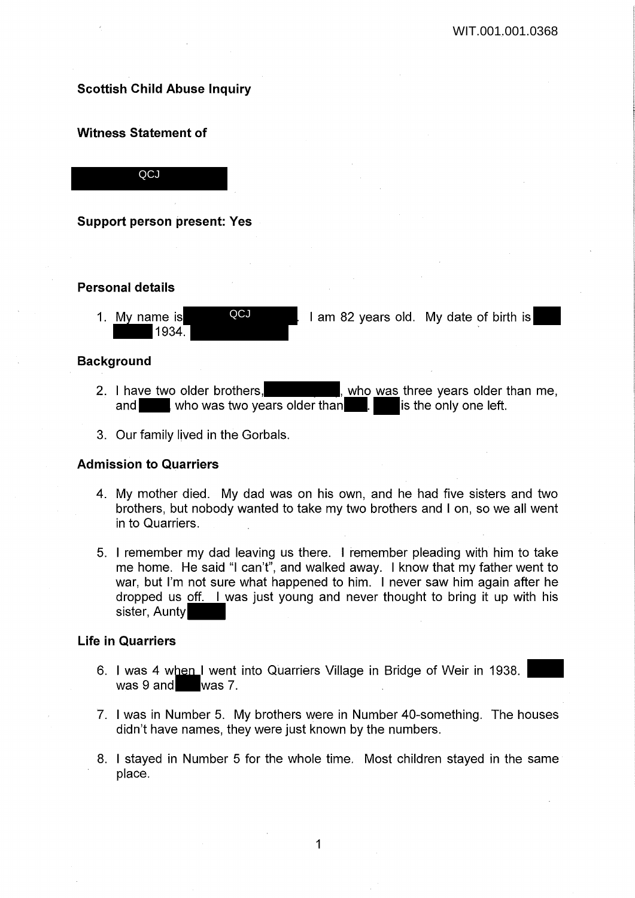**Scottish Child Abuse Inquiry**

**Witness Statement of**

QCJ

**Support person present: Yes**

**Personal details**

1. My name is QCJ. I am 82 years old. My date of birth is 1934.

**Background**

2. I have two older brothers, , who was three years older than me, and who was two years older than . is the only one left.

3. Our family lived in the Gorbals.

**Admission to Quarriers**

4. My mother died. My dad was on his own, and he had five sisters and two brothers, but nobody wanted to take my two brothers and I on, so we all went in to Quarriers.

5. I remember my dad leaving us there. I remember pleading with him to take me home. He said "I can't", and walked away. I know that my father went to war, but I'm not sure what happened to him. I never saw him again after he dropped us off. I was just young and never thought to bring it up with his sister, Aunty

**Life in Quarriers**

6. I was 4 when I went into Quarriers Village in Bridge of Weir in 1938. was 9 and was 7.

7. I was in Number 5. My brothers were in Number 40-something. The houses didn't have names, they were just known by the numbers.

8. I stayed in Number 5 for the whole time. Most children stayed in the same place.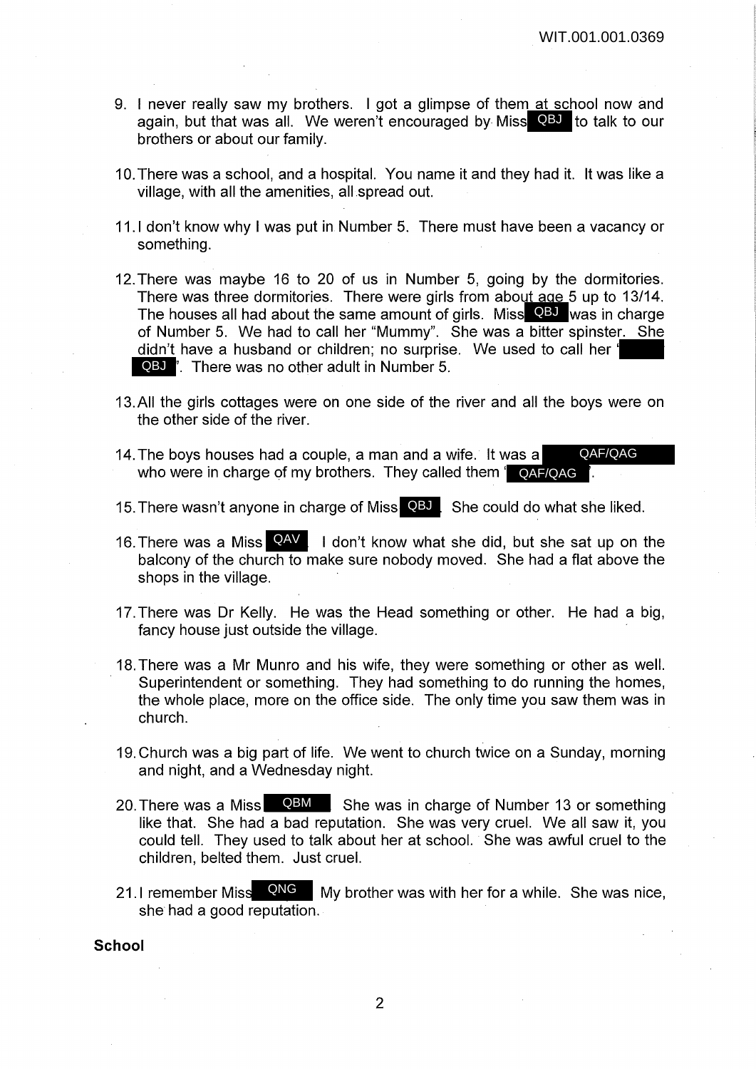9. I never really saw my brothers. I got a glimpse of them at school now and again, but that was all. We weren't encouraged by Miss QBJ to talk to our brothers or about our family.

10. There was a school, and a hospital. You name it and they had it. It was like a village, with all the amenities, all spread out.

11. I don't know why I was put in Number 5. There must have been a vacancy or something.

12. There was maybe 16 to 20 of us in Number 5, going by the dormitories. There was three dormitories. There were girls from about age 5 up to 13/14. The houses all had about the same amount of girls. Miss QBJ was in charge of Number 5. We had to call her "Mummy". She was a bitter spinster. She didn't have a husband or children; no surprise. We used to call her ' QBJ '. There was no other adult in Number 5.

13. All the girls cottages were on one side of the river and all the boys were on the other side of the river.

14. The boys houses had a couple, a man and a wife. It was a QAF/QAG who were in charge of my brothers. They called them ' QAF/QAG '.

15. There wasn't anyone in charge of Miss QBJ. She could do what she liked.

16. There was a Miss QAV. I don't know what she did, but she sat up on the balcony of the church to make sure nobody moved. She had a flat above the shops in the village.

17. There was Dr Kelly. He was the Head something or other. He had a big, fancy house just outside the village.

18. There was a Mr Munro and his wife, they were something or other as well. Superintendent or something. They had something to do running the homes, the whole place, more on the office side. The only time you saw them was in church.

19. Church was a big part of life. We went to church twice on a Sunday, morning and night, and a Wednesday night.

20. There was a Miss QBM She was in charge of Number 13 or something like that. She had a bad reputation. She was very cruel. We all saw it, you could tell. They used to talk about her at school. She was awful cruel to the children, belted them. Just cruel.

21. I remember Miss QNG My brother was with her for a while. She was nice, she had a good reputation.

**School**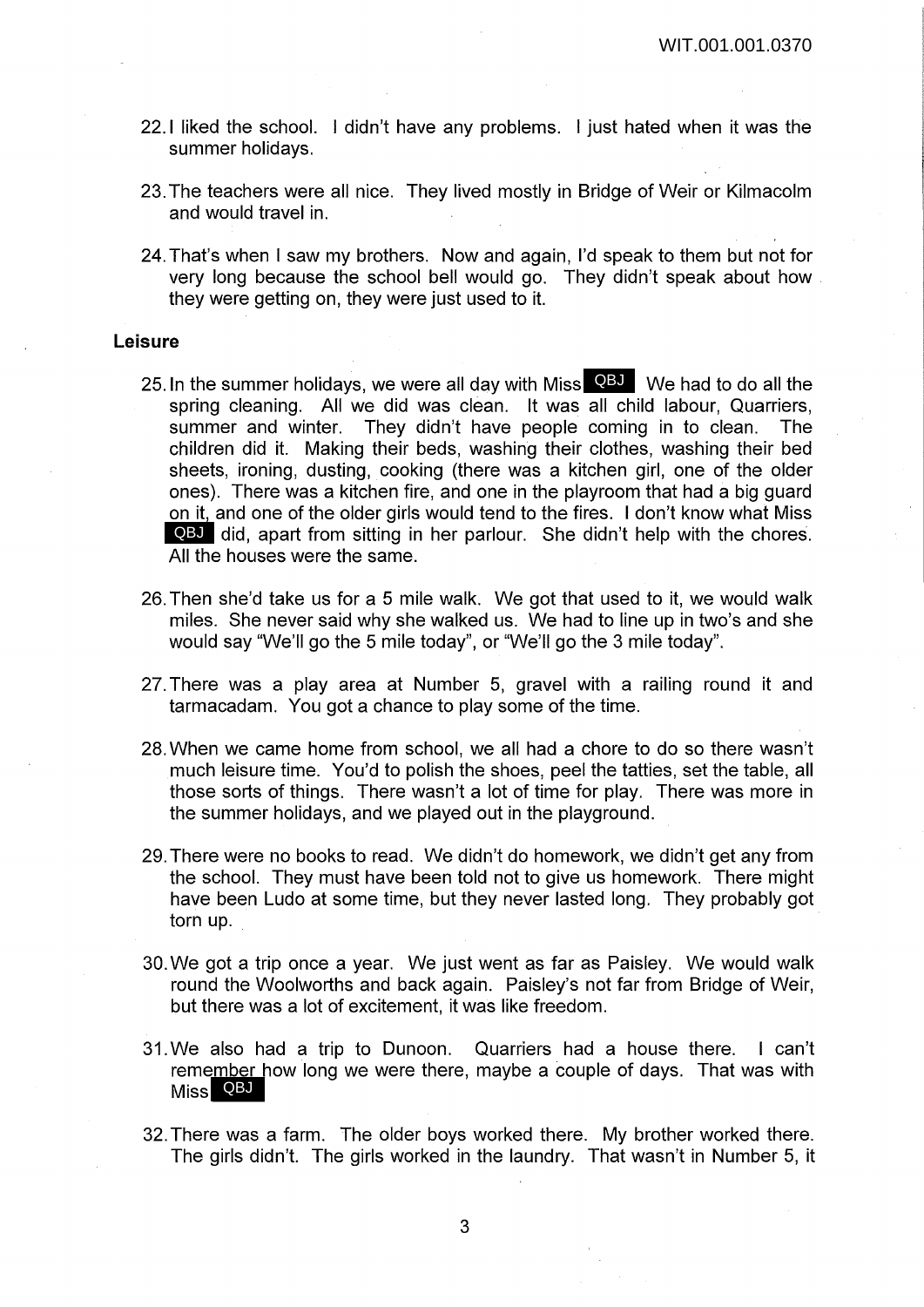22. I liked the school. I didn't have any problems. I just hated when it was the summer holidays.

23. The teachers were all nice. They lived mostly in Bridge of Weir or Kilmacolm and would travel in.

24. That's when I saw my brothers. Now and again, I'd speak to them but not for very long because the school bell would go. They didn't speak about how they were getting on, they were just used to it.

**Leisure**

25. In the summer holidays, we were all day with Miss QBJ We had to do all the spring cleaning. All we did was clean. It was all child labour, Quarriers, summer and winter. They didn't have people coming in to clean. The children did it. Making their beds, washing their clothes, washing their bed sheets, ironing, dusting, cooking (there was a kitchen girl, one of the older ones). There was a kitchen fire, and one in the playroom that had a big guard on it, and one of the older girls would tend to the fires. I don't know what Miss QBJ did, apart from sitting in her parlour. She didn't help with the chores. All the houses were the same.

26. Then she'd take us for a 5 mile walk. We got that used to it, we would walk miles. She never said why she walked us. We had to line up in two's and she would say "We'll go the 5 mile today", or "We'll go the 3 mile today".

27. There was a play area at Number 5, gravel with a railing round it and tarmacadam. You got a chance to play some of the time.

28. When we came home from school, we all had a chore to do so there wasn't much leisure time. You'd to polish the shoes, peel the tatties, set the table, all those sorts of things. There wasn't a lot of time for play. There was more in the summer holidays, and we played out in the playground.

29. There were no books to read. We didn't do homework, we didn't get any from the school. They must have been told not to give us homework. There might have been Ludo at some time, but they never lasted long. They probably got torn up.

30. We got a trip once a year. We just went as far as Paisley. We would walk round the Woolworths and back again. Paisley's not far from Bridge of Weir, but there was a lot of excitement, it was like freedom.

31. We also had a trip to Dunoon. Quarriers had a house there. I can't remember how long we were there, maybe a couple of days. That was with Miss QBJ

32. There was a farm. The older boys worked there. My brother worked there. The girls didn't. The girls worked in the laundry. That wasn't in Number 5, it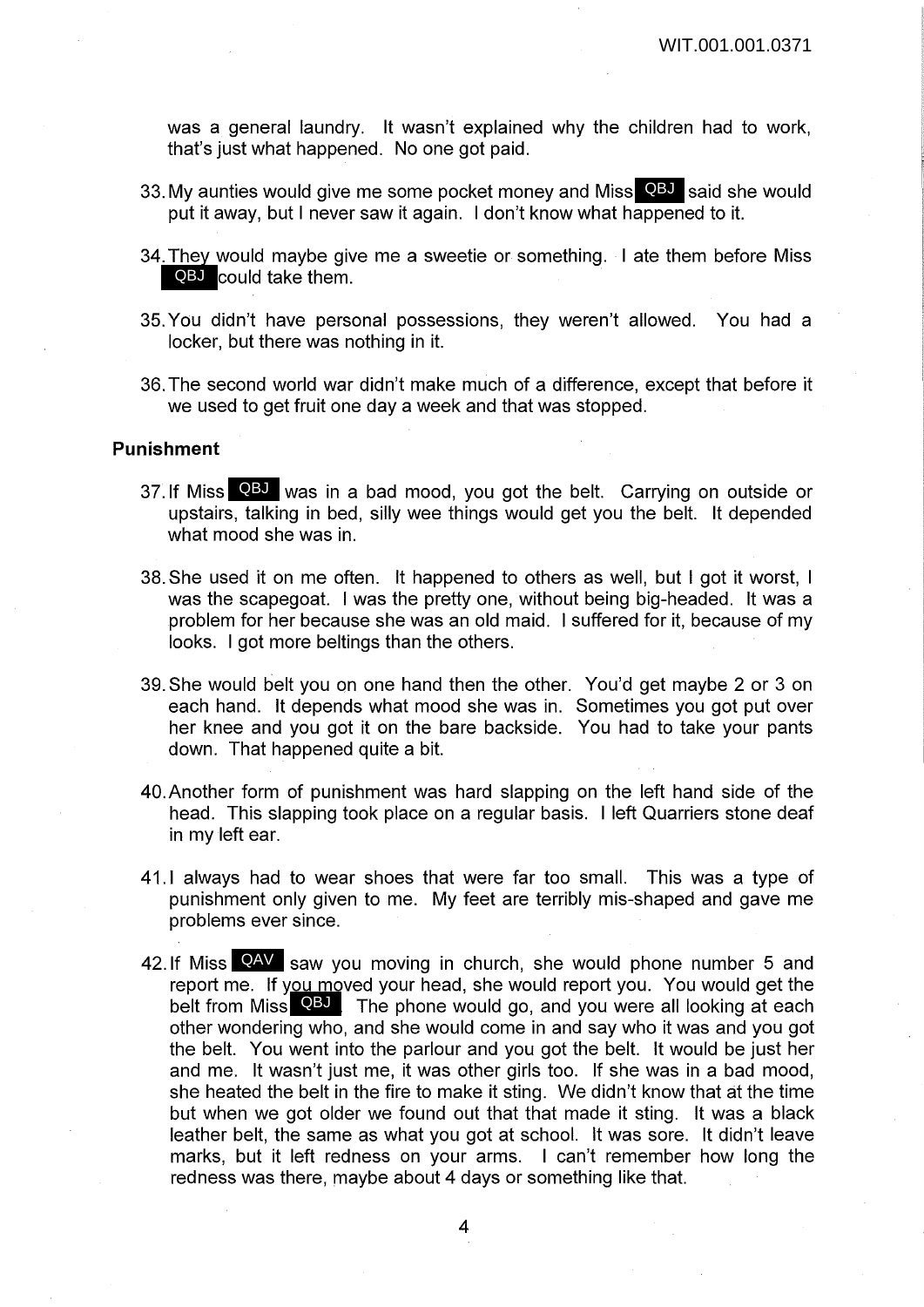was a general laundry. It wasn't explained why the children had to work, that's just what happened. No one got paid.

33. My aunties would give me some pocket money and Miss QBJ said she would put it away, but I never saw it again. I don't know what happened to it.

34. They would maybe give me a sweetie or something. I ate them before Miss QBJ could take them.

35. You didn't have personal possessions, they weren't allowed. You had a locker, but there was nothing in it.

36. The second world war didn't make much of a difference, except that before it we used to get fruit one day a week and that was stopped.

**Punishment**

37. If Miss QBJ was in a bad mood, you got the belt. Carrying on outside or upstairs, talking in bed, silly wee things would get you the belt. It depended what mood she was in.

38. She used it on me often. It happened to others as well, but I got it worst, I was the scapegoat. I was the pretty one, without being big-headed. It was a problem for her because she was an old maid. I suffered for it, because of my looks. I got more beltings than the others.

39. She would belt you on one hand then the other. You'd get maybe 2 or 3 on each hand. It depends what mood she was in. Sometimes you got put over her knee and you got it on the bare backside. You had to take your pants down. That happened quite a bit.

40. Another form of punishment was hard slapping on the left hand side of the head. This slapping took place on a regular basis. I left Quarriers stone deaf in my left ear.

41. I always had to wear shoes that were far too small. This was a type of punishment only given to me. My feet are terribly mis-shaped and gave me problems ever since.

42. If Miss QAV saw you moving in church, she would phone number 5 and report me. If you moved your head, she would report you. You would get the belt from Miss QBJ. The phone would go, and you were all looking at each other wondering who, and she would come in and say who it was and you got the belt. You went into the parlour and you got the belt. It would be just her and me. It wasn't just me, it was other girls too. If she was in a bad mood, she heated the belt in the fire to make it sting. We didn't know that at the time but when we got older we found out that that made it sting. It was a black leather belt, the same as what you got at school. It was sore. It didn't leave marks, but it left redness on your arms. I can't remember how long the redness was there, maybe about 4 days or something like that.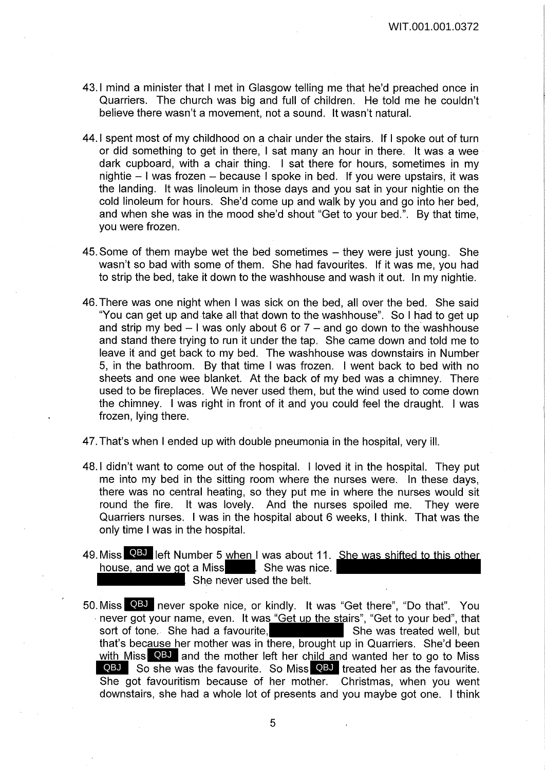43. I mind a minister that I met in Glasgow telling me that he'd preached once in Quarriers. The church was big and full of children. He told me he couldn't believe there wasn't a movement, not a sound. It wasn't natural.

44. I spent most of my childhood on a chair under the stairs. If I spoke out of turn or did something to get in there, I sat many an hour in there. It was a wee dark cupboard, with a chair thing. I sat there for hours, sometimes in my nightie – I was frozen – because I spoke in bed. If you were upstairs, it was the landing. It was linoleum in those days and you sat in your nightie on the cold linoleum for hours. She'd come up and walk by you and go into her bed, and when she was in the mood she'd shout "Get to your bed.". By that time, you were frozen.

45. Some of them maybe wet the bed sometimes – they were just young. She wasn't so bad with some of them. She had favourites. If it was me, you had to strip the bed, take it down to the washhouse and wash it out. In my nightie.

46. There was one night when I was sick on the bed, all over the bed. She said "You can get up and take all that down to the washhouse". So I had to get up and strip my bed – I was only about 6 or 7 – and go down to the washhouse and stand there trying to run it under the tap. She came down and told me to leave it and get back to my bed. The washhouse was downstairs in Number 5, in the bathroom. By that time I was frozen. I went back to bed with no sheets and one wee blanket. At the back of my bed was a chimney. There used to be fireplaces. We never used them, but the wind used to come down the chimney. I was right in front of it and you could feel the draught. I was frozen, lying there.

47. That's when I ended up with double pneumonia in the hospital, very ill.

48. I didn't want to come out of the hospital. I loved it in the hospital. They put me into my bed in the sitting room where the nurses were. In these days, there was no central heating, so they put me in where the nurses would sit round the fire. It was lovely. And the nurses spoiled me. They were Quarriers nurses. I was in the hospital about 6 weeks, I think. That was the only time I was in the hospital.

49. Miss QBJ left Number 5 when I was about 11. She was shifted to this other house, and we got a Miss [redacted]. She was nice. [redacted] She never used the belt.

50. Miss QBJ never spoke nice, or kindly. It was "Get there", "Do that". You never got your name, even. It was "Get up the stairs", "Get to your bed", that sort of tone. She had a favourite, [redacted] She was treated well, but that's because her mother was in there, brought up in Quarriers. She'd been with Miss QBJ and the mother left her child and wanted her to go to Miss QBJ So she was the favourite. So Miss QBJ treated her as the favourite. She got favouritism because of her mother. Christmas, when you went downstairs, she had a whole lot of presents and you maybe got one. I think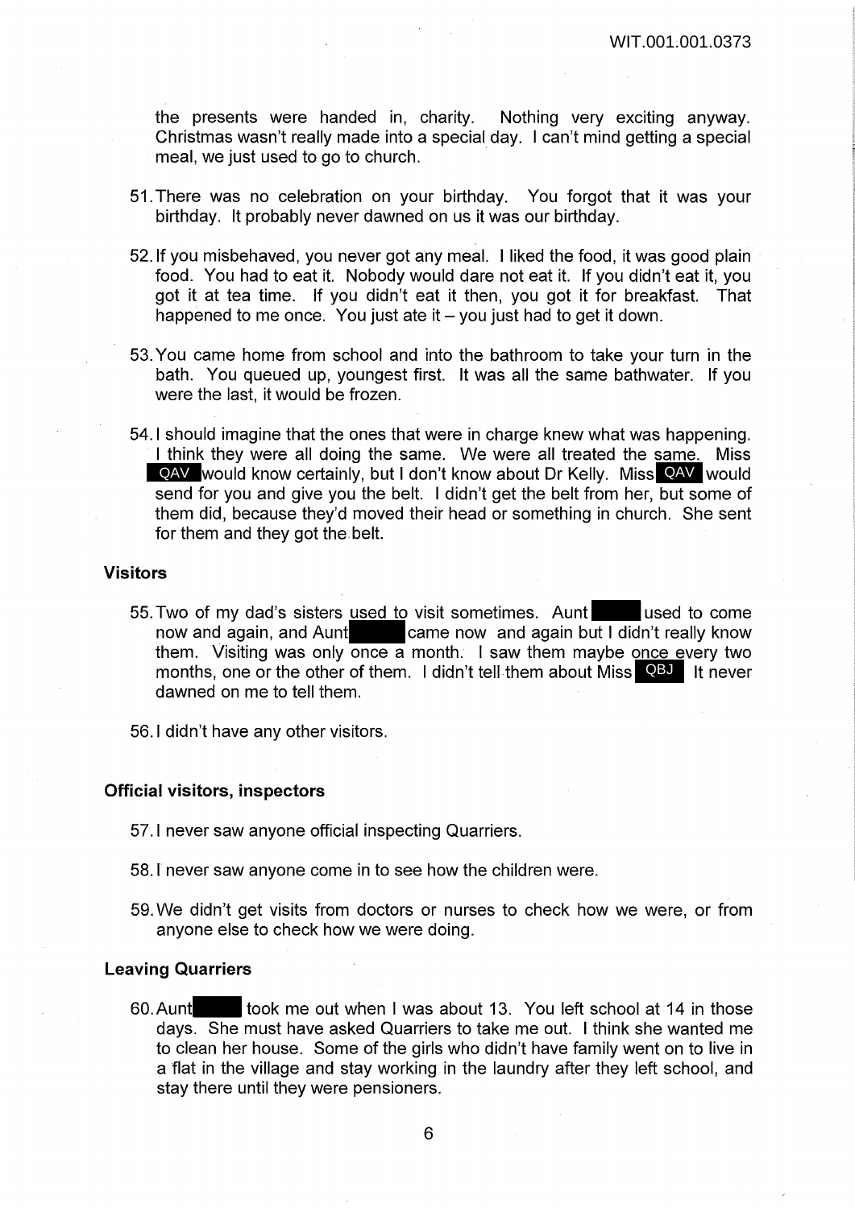the presents were handed in, charity. Nothing very exciting anyway. Christmas wasn't really made into a special day. I can't mind getting a special meal, we just used to go to church.

51. There was no celebration on your birthday. You forgot that it was your birthday. It probably never dawned on us it was our birthday.

52. If you misbehaved, you never got any meal. I liked the food, it was good plain food. You had to eat it. Nobody would dare not eat it. If you didn't eat it, you got it at tea time. If you didn't eat it then, you got it for breakfast. That happened to me once. You just ate it – you just had to get it down.

53. You came home from school and into the bathroom to take your turn in the bath. You queued up, youngest first. It was all the same bathwater. If you were the last, it would be frozen.

54. I should imagine that the ones that were in charge knew what was happening. I think they were all doing the same. We were all treated the same. Miss QAV would know certainly, but I don't know about Dr Kelly. Miss QAV would send for you and give you the belt. I didn't get the belt from her, but some of them did, because they'd moved their head or something in church. She sent for them and they got the belt.

### Visitors

55. Two of my dad's sisters used to visit sometimes. Aunt ████ used to come now and again, and Aunt ████ came now and again but I didn't really know them. Visiting was only once a month. I saw them maybe once every two months, one or the other of them. I didn't tell them about Miss QBJ It never dawned on me to tell them.

56. I didn't have any other visitors.

### Official visitors, inspectors

57. I never saw anyone official inspecting Quarriers.

58. I never saw anyone come in to see how the children were.

59. We didn't get visits from doctors or nurses to check how we were, or from anyone else to check how we were doing.

### Leaving Quarriers

60. Aunt ████ took me out when I was about 13. You left school at 14 in those days. She must have asked Quarriers to take me out. I think she wanted me to clean her house. Some of the girls who didn't have family went on to live in a flat in the village and stay working in the laundry after they left school, and stay there until they were pensioners.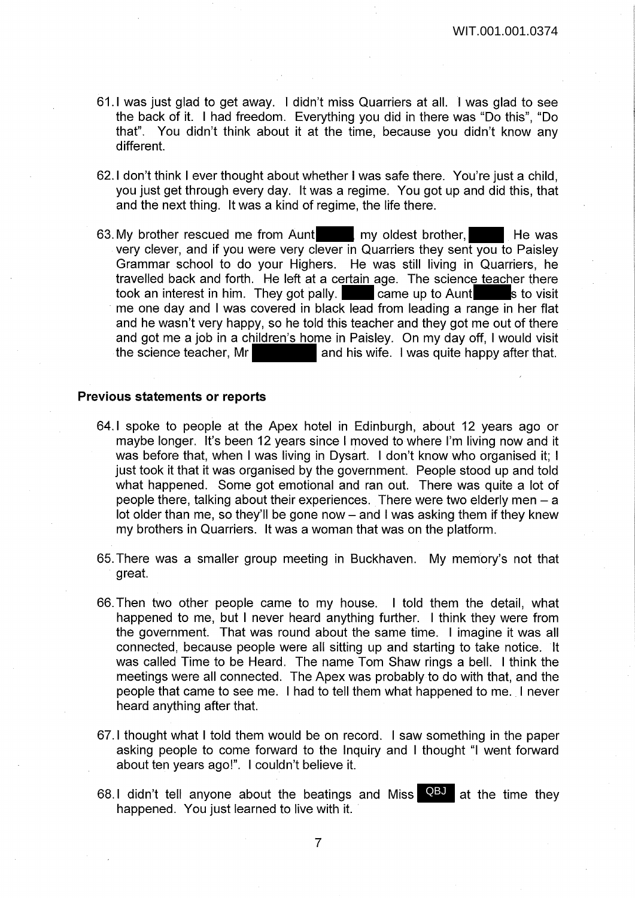61. I was just glad to get away. I didn't miss Quarriers at all. I was glad to see the back of it. I had freedom. Everything you did in there was "Do this", "Do that". You didn't think about it at the time, because you didn't know any different.

62. I don't think I ever thought about whether I was safe there. You're just a child, you just get through every day. It was a regime. You got up and did this, that and the next thing. It was a kind of regime, the life there.

63. My brother rescued me from Aunt ████, my oldest brother, ████. He was very clever, and if you were very clever in Quarriers they sent you to Paisley Grammar school to do your Highers. He was still living in Quarriers, he travelled back and forth. He left at a certain age. The science teacher there took an interest in him. They got pally. ████ came up to Aunt ████s to visit me one day and I was covered in black lead from leading a range in her flat and he wasn't very happy, so he told this teacher and they got me out of there and got me a job in a children's home in Paisley. On my day off, I would visit the science teacher, Mr ████ and his wife. I was quite happy after that.

### Previous statements or reports

64. I spoke to people at the Apex hotel in Edinburgh, about 12 years ago or maybe longer. It's been 12 years since I moved to where I'm living now and it was before that, when I was living in Dysart. I don't know who organised it; I just took it that it was organised by the government. People stood up and told what happened. Some got emotional and ran out. There was quite a lot of people there, talking about their experiences. There were two elderly men – a lot older than me, so they'll be gone now – and I was asking them if they knew my brothers in Quarriers. It was a woman that was on the platform.

65. There was a smaller group meeting in Buckhaven. My memory's not that great.

66. Then two other people came to my house. I told them the detail, what happened to me, but I never heard anything further. I think they were from the government. That was round about the same time. I imagine it was all connected, because people were all sitting up and starting to take notice. It was called Time to be Heard. The name Tom Shaw rings a bell. I think the meetings were all connected. The Apex was probably to do with that, and the people that came to see me. I had to tell them what happened to me. I never heard anything after that.

67. I thought what I told them would be on record. I saw something in the paper asking people to come forward to the Inquiry and I thought "I went forward about ten years ago!". I couldn't believe it.

68. I didn't tell anyone about the beatings and Miss QBJ at the time they happened. You just learned to live with it.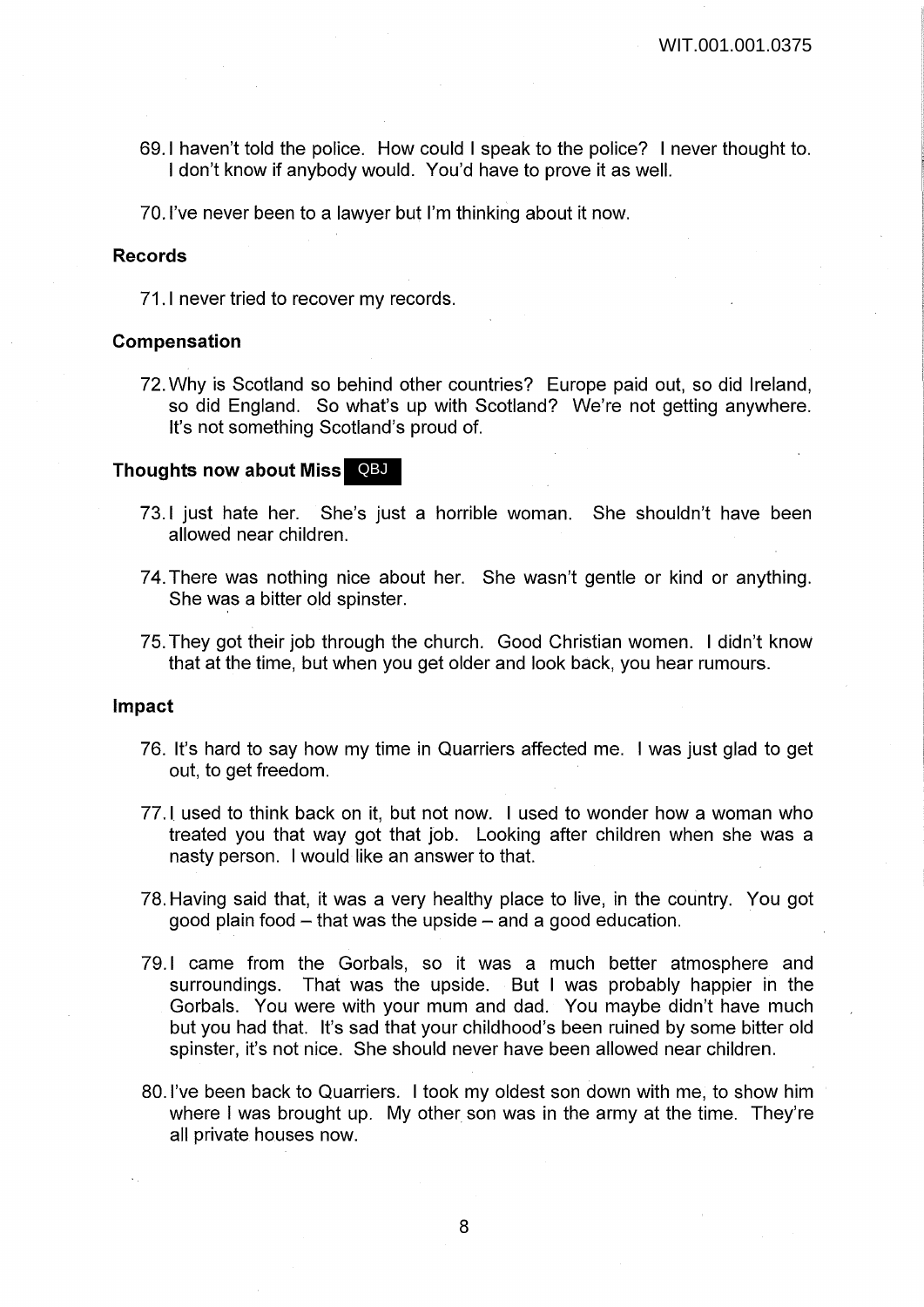69. I haven't told the police. How could I speak to the police? I never thought to. I don't know if anybody would. You'd have to prove it as well.

70. I've never been to a lawyer but I'm thinking about it now.

### Records

71. I never tried to recover my records.

### Compensation

72. Why is Scotland so behind other countries? Europe paid out, so did Ireland, so did England. So what's up with Scotland? We're not getting anywhere. It's not something Scotland's proud of.

### Thoughts now about Miss QBJ

73. I just hate her. She's just a horrible woman. She shouldn't have been allowed near children.

74. There was nothing nice about her. She wasn't gentle or kind or anything. She was a bitter old spinster.

75. They got their job through the church. Good Christian women. I didn't know that at the time, but when you get older and look back, you hear rumours.

### Impact

76. It's hard to say how my time in Quarriers affected me. I was just glad to get out, to get freedom.

77. I used to think back on it, but not now. I used to wonder how a woman who treated you that way got that job. Looking after children when she was a nasty person. I would like an answer to that.

78. Having said that, it was a very healthy place to live, in the country. You got good plain food – that was the upside – and a good education.

79. I came from the Gorbals, so it was a much better atmosphere and surroundings. That was the upside. But I was probably happier in the Gorbals. You were with your mum and dad. You maybe didn't have much but you had that. It's sad that your childhood's been ruined by some bitter old spinster, it's not nice. She should never have been allowed near children.

80. I've been back to Quarriers. I took my oldest son down with me, to show him where I was brought up. My other son was in the army at the time. They're all private houses now.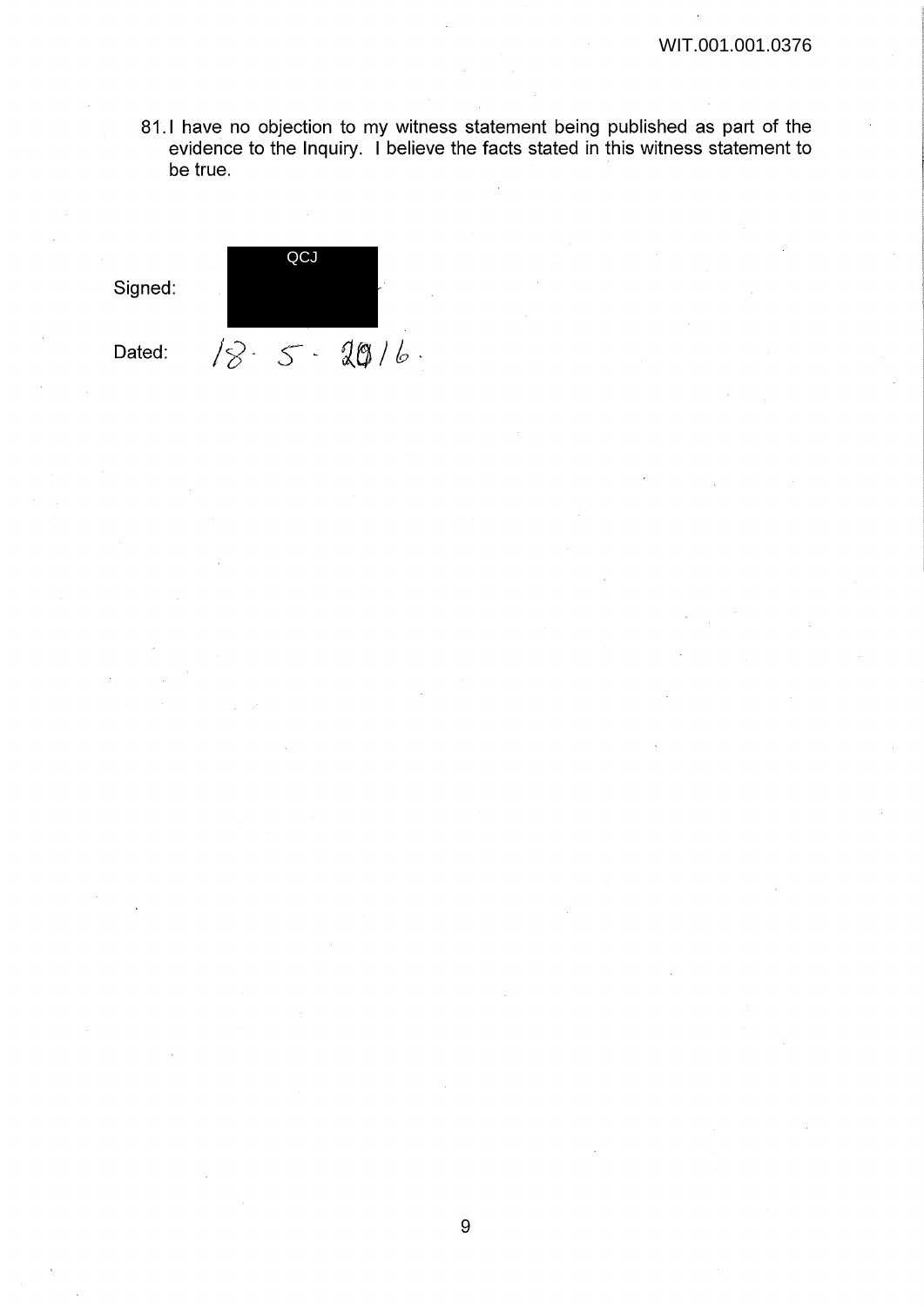81. I have no objection to my witness statement being published as part of the evidence to the Inquiry. I believe the facts stated in this witness statement to be true.

Signed: QCJ

Dated: 18 · 5 · 2016 ·